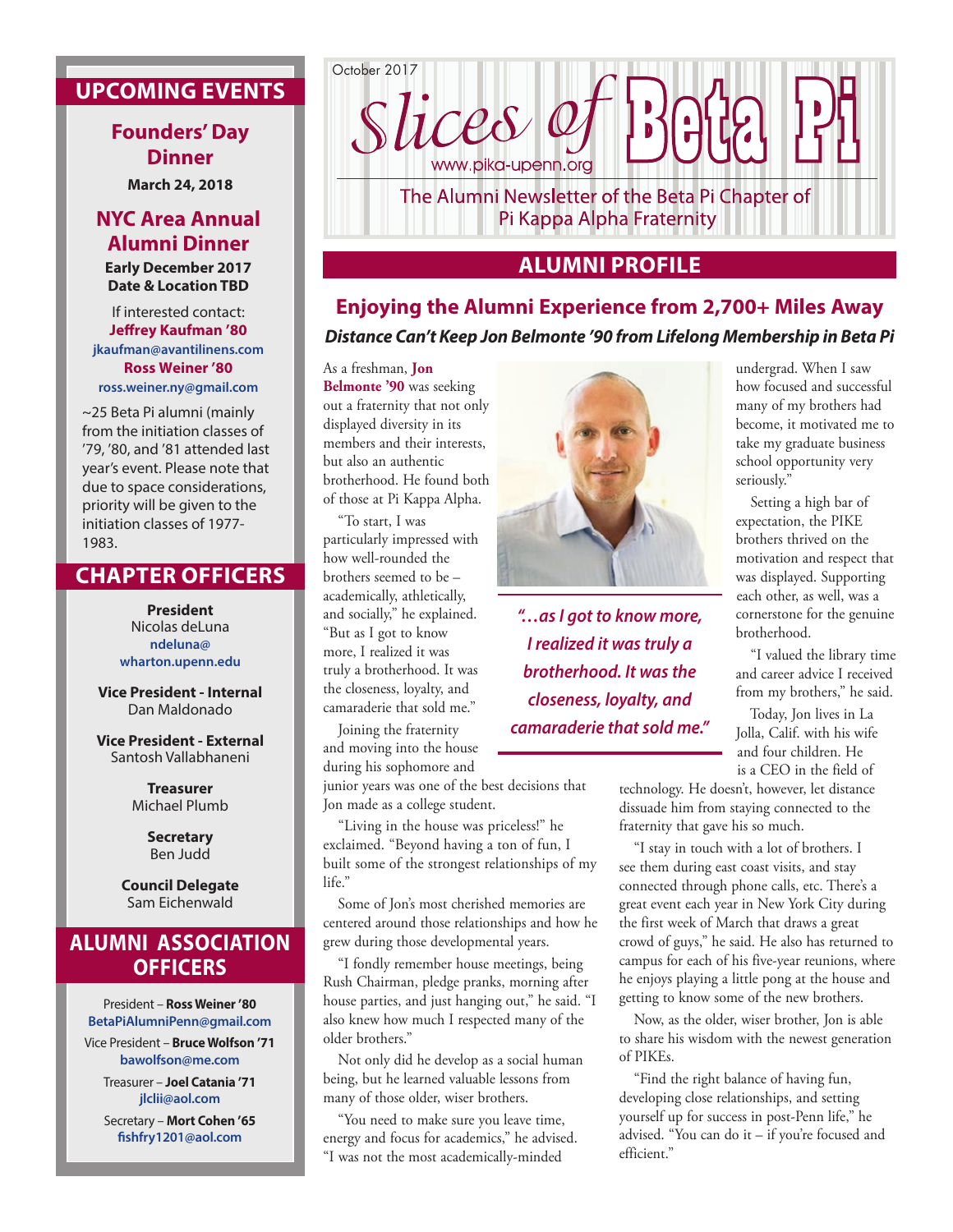October 2017

# Slices of Beta Pi

www.pika-upenn.org

The Alumni Newsletter of the Beta Pi Chapter of Pi Kappa Alpha Fraternity

## ALUMNI PROFILE

### Enjoying the Alumni Experience from 2,700+ Miles Away

***Distance Can't Keep Jon Belmonte '90 from Lifelong Membership in Beta Pi***

As a freshman, **Jon Belmonte '90** was seeking out a fraternity that not only displayed diversity in its members and their interests, but also an authentic brotherhood. He found both of those at Pi Kappa Alpha.

"To start, I was particularly impressed with how well-rounded the brothers seemed to be – academically, athletically, and socially," he explained. "But as I got to know more, I realized it was truly a brotherhood. It was the closeness, loyalty, and camaraderie that sold me."

Joining the fraternity and moving into the house during his sophomore and junior years was one of the best decisions that Jon made as a college student.

"Living in the house was priceless!" he exclaimed. "Beyond having a ton of fun, I built some of the strongest relationships of my life."

Some of Jon's most cherished memories are centered around those relationships and how he grew during those developmental years.

"I fondly remember house meetings, being Rush Chairman, pledge pranks, morning after house parties, and just hanging out," he said. "I also knew how much I respected many of the older brothers."

Not only did he develop as a social human being, but he learned valuable lessons from many of those older, wiser brothers.

"You need to make sure you leave time, energy and focus for academics," he advised. "I was not the most academically-minded undergrad. When I saw how focused and successful many of my brothers had become, it motivated me to take my graduate business school opportunity very seriously."

*"…as I got to know more, I realized it was truly a brotherhood. It was the closeness, loyalty, and camaraderie that sold me."*

Setting a high bar of expectation, the PIKE brothers thrived on the motivation and respect that was displayed. Supporting each other, as well, was a cornerstone for the genuine brotherhood.

"I valued the library time and career advice I received from my brothers," he said.

Today, Jon lives in La Jolla, Calif. with his wife and four children. He is a CEO in the field of technology. He doesn't, however, let distance dissuade him from staying connected to the fraternity that gave his so much.

"I stay in touch with a lot of brothers. I see them during east coast visits, and stay connected through phone calls, etc. There's a great event each year in New York City during the first week of March that draws a great crowd of guys," he said. He also has returned to campus for each of his five-year reunions, where he enjoys playing a little pong at the house and getting to know some of the new brothers.

Now, as the older, wiser brother, Jon is able to share his wisdom with the newest generation of PIKEs.

"Find the right balance of having fun, developing close relationships, and setting yourself up for success in post-Penn life," he advised. "You can do it – if you're focused and efficient."

## UPCOMING EVENTS

### Founders' Day Dinner

**March 24, 2018**

### NYC Area Annual Alumni Dinner

**Early December 2017**
**Date & Location TBD**

If interested contact:
**Jeffrey Kaufman '80**
jkaufman@avantilinens.com
**Ross Weiner '80**
ross.weiner.ny@gmail.com

~25 Beta Pi alumni (mainly from the initiation classes of '79, '80, and '81 attended last year's event. Please note that due to space considerations, priority will be given to the initiation classes of 1977-1983.

## CHAPTER OFFICERS

**President**
Nicolas deLuna
ndeluna@wharton.upenn.edu

**Vice President - Internal**
Dan Maldonado

**Vice President - External**
Santosh Vallabhaneni

**Treasurer**
Michael Plumb

**Secretary**
Ben Judd

**Council Delegate**
Sam Eichenwald

## ALUMNI ASSOCIATION OFFICERS

President – **Ross Weiner '80**
BetaPiAlumniPenn@gmail.com

Vice President – **Bruce Wolfson '71**
bawolfson@me.com

Treasurer – **Joel Catania '71**
jlclii@aol.com

Secretary – **Mort Cohen '65**
fishfry1201@aol.com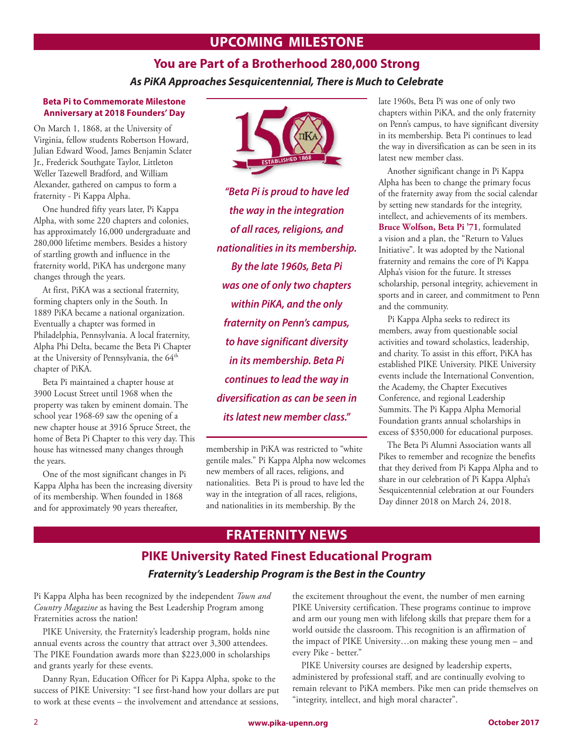# UPCOMING MILESTONE

## You are Part of a Brotherhood 280,000 Strong

### *As PiKA Approaches Sesquicentennial, There is Much to Celebrate*

**Beta Pi to Commemorate Milestone Anniversary at 2018 Founders' Day**

On March 1, 1868, at the University of Virginia, fellow students Robertson Howard, Julian Edward Wood, James Benjamin Sclater Jr., Frederick Southgate Taylor, Littleton Weller Tazewell Bradford, and William Alexander, gathered on campus to form a fraternity - Pi Kappa Alpha.

One hundred fifty years later, Pi Kappa Alpha, with some 220 chapters and colonies, has approximately 16,000 undergraduate and 280,000 lifetime members. Besides a history of startling growth and influence in the fraternity world, PiKA has undergone many changes through the years.

At first, PiKA was a sectional fraternity, forming chapters only in the South. In 1889 PiKA became a national organization. Eventually a chapter was formed in Philadelphia, Pennsylvania. A local fraternity, Alpha Phi Delta, became the Beta Pi Chapter at the University of Pennsylvania, the 64th chapter of PiKA.

Beta Pi maintained a chapter house at 3900 Locust Street until 1968 when the property was taken by eminent domain. The school year 1968-69 saw the opening of a new chapter house at 3916 Spruce Street, the home of Beta Pi Chapter to this very day. This house has witnessed many changes through the years.

One of the most significant changes in Pi Kappa Alpha has been the increasing diversity of its membership. When founded in 1868 and for approximately 90 years thereafter, membership in PiKA was restricted to "white gentile males." Pi Kappa Alpha now welcomes new members of all races, religions, and nationalities. Beta Pi is proud to have led the way in the integration of all races, religions, and nationalities in its membership. By the late 1960s, Beta Pi was one of only two chapters within PiKA, and the only fraternity on Penn's campus, to have significant diversity in its membership. Beta Pi continues to lead the way in diversification as can be seen in its latest new member class.

> ***"Beta Pi is proud to have led the way in the integration of all races, religions, and nationalities in its membership. By the late 1960s, Beta Pi was one of only two chapters within PiKA, and the only fraternity on Penn's campus, to have significant diversity in its membership. Beta Pi continues to lead the way in diversification as can be seen in its latest new member class."***

Another significant change in Pi Kappa Alpha has been to change the primary focus of the fraternity away from the social calendar by setting new standards for the integrity, intellect, and achievements of its members. **Bruce Wolfson, Beta Pi '71**, formulated a vision and a plan, the "Return to Values Initiative". It was adopted by the National fraternity and remains the core of Pi Kappa Alpha's vision for the future. It stresses scholarship, personal integrity, achievement in sports and in career, and commitment to Penn and the community.

Pi Kappa Alpha seeks to redirect its members, away from questionable social activities and toward scholastics, leadership, and charity. To assist in this effort, PiKA has established PIKE University. PIKE University events include the International Convention, the Academy, the Chapter Executives Conference, and regional Leadership Summits. The Pi Kappa Alpha Memorial Foundation grants annual scholarships in excess of $350,000 for educational purposes.

The Beta Pi Alumni Association wants all Pikes to remember and recognize the benefits that they derived from Pi Kappa Alpha and to share in our celebration of Pi Kappa Alpha's Sesquicentennial celebration at our Founders Day dinner 2018 on March 24, 2018.

# FRATERNITY NEWS

## PIKE University Rated Finest Educational Program

### *Fraternity's Leadership Program is the Best in the Country*

Pi Kappa Alpha has been recognized by the independent *Town and Country Magazine* as having the Best Leadership Program among Fraternities across the nation!

PIKE University, the Fraternity's leadership program, holds nine annual events across the country that attract over 3,300 attendees. The PIKE Foundation awards more than $223,000 in scholarships and grants yearly for these events.

Danny Ryan, Education Officer for Pi Kappa Alpha, spoke to the success of PIKE University: "I see first-hand how your dollars are put to work at these events – the involvement and attendance at sessions, the excitement throughout the event, the number of men earning PIKE University certification. These programs continue to improve and arm our young men with lifelong skills that prepare them for a world outside the classroom. This recognition is an affirmation of the impact of PIKE University…on making these young men – and every Pike - better."

PIKE University courses are designed by leadership experts, administered by professional staff, and are continually evolving to remain relevant to PiKA members. Pike men can pride themselves on "integrity, intellect, and high moral character".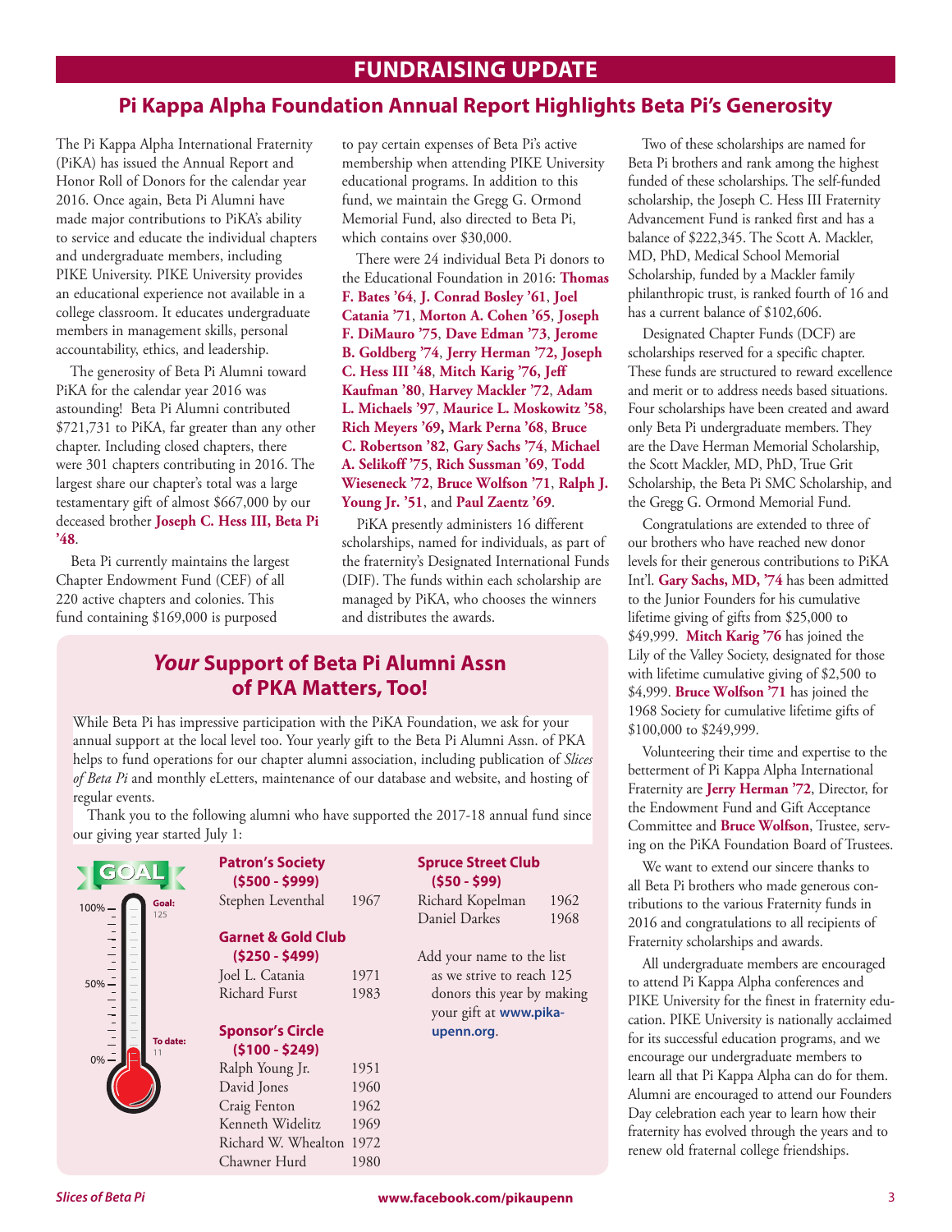# FUNDRAISING UPDATE

## Pi Kappa Alpha Foundation Annual Report Highlights Beta Pi's Generosity

The Pi Kappa Alpha International Fraternity (PiKA) has issued the Annual Report and Honor Roll of Donors for the calendar year 2016. Once again, Beta Pi Alumni have made major contributions to PiKA's ability to service and educate the individual chapters and undergraduate members, including PIKE University. PIKE University provides an educational experience not available in a college classroom. It educates undergraduate members in management skills, personal accountability, ethics, and leadership.

The generosity of Beta Pi Alumni toward PiKA for the calendar year 2016 was astounding! Beta Pi Alumni contributed $721,731 to PiKA, far greater than any other chapter. Including closed chapters, there were 301 chapters contributing in 2016. The largest share our chapter's total was a large testamentary gift of almost $667,000 by our deceased brother **Joseph C. Hess III, Beta Pi '48**.

Beta Pi currently maintains the largest Chapter Endowment Fund (CEF) of all 220 active chapters and colonies. This fund containing $169,000 is purposed to pay certain expenses of Beta Pi's active membership when attending PIKE University educational programs. In addition to this fund, we maintain the Gregg G. Ormond Memorial Fund, also directed to Beta Pi, which contains over $30,000.

There were 24 individual Beta Pi donors to the Educational Foundation in 2016: **Thomas F. Bates '64**, **J. Conrad Bosley '61**, **Joel Catania '71**, **Morton A. Cohen '65**, **Joseph F. DiMauro '75**, **Dave Edman '73**, **Jerome B. Goldberg '74**, **Jerry Herman '72, Joseph C. Hess III '48**, **Mitch Karig '76, Jeff Kaufman '80**, **Harvey Mackler '72**, **Adam L. Michaels '97**, **Maurice L. Moskowitz '58**, **Rich Meyers '69, Mark Perna '68**, **Bruce C. Robertson '82**, **Gary Sachs '74**, **Michael A. Selikoff '75**, **Rich Sussman '69**, **Todd Wieseneck '72**, **Bruce Wolfson '71**, **Ralph J. Young Jr. '51**, and **Paul Zaentz '69**.

PiKA presently administers 16 different scholarships, named for individuals, as part of the fraternity's Designated International Funds (DIF). The funds within each scholarship are managed by PiKA, who chooses the winners and distributes the awards.

Two of these scholarships are named for Beta Pi brothers and rank among the highest funded of these scholarships. The self-funded scholarship, the Joseph C. Hess III Fraternity Advancement Fund is ranked first and has a balance of $222,345. The Scott A. Mackler, MD, PhD, Medical School Memorial Scholarship, funded by a Mackler family philanthropic trust, is ranked fourth of 16 and has a current balance of $102,606.

Designated Chapter Funds (DCF) are scholarships reserved for a specific chapter. These funds are structured to reward excellence and merit or to address needs based situations. Four scholarships have been created and award only Beta Pi undergraduate members. They are the Dave Herman Memorial Scholarship, the Scott Mackler, MD, PhD, True Grit Scholarship, the Beta Pi SMC Scholarship, and the Gregg G. Ormond Memorial Fund.

Congratulations are extended to three of our brothers who have reached new donor levels for their generous contributions to PiKA Int'l. **Gary Sachs, MD, '74** has been admitted to the Junior Founders for his cumulative lifetime giving of gifts from $25,000 to $49,999. **Mitch Karig '76** has joined the Lily of the Valley Society, designated for those with lifetime cumulative giving of $2,500 to $4,999. **Bruce Wolfson '71** has joined the 1968 Society for cumulative lifetime gifts of $100,000 to $249,999.

Volunteering their time and expertise to the betterment of Pi Kappa Alpha International Fraternity are **Jerry Herman '72**, Director, for the Endowment Fund and Gift Acceptance Committee and **Bruce Wolfson**, Trustee, serving on the PiKA Foundation Board of Trustees.

We want to extend our sincere thanks to all Beta Pi brothers who made generous contributions to the various Fraternity funds in 2016 and congratulations to all recipients of Fraternity scholarships and awards.

All undergraduate members are encouraged to attend Pi Kappa Alpha conferences and PIKE University for the finest in fraternity education. PIKE University is nationally acclaimed for its successful education programs, and we encourage our undergraduate members to learn all that Pi Kappa Alpha can do for them. Alumni are encouraged to attend our Founders Day celebration each year to learn how their fraternity has evolved through the years and to renew old fraternal college friendships.

## *Your* Support of Beta Pi Alumni Assn of PKA Matters, Too!

While Beta Pi has impressive participation with the PiKA Foundation, we ask for your annual support at the local level too. Your yearly gift to the Beta Pi Alumni Assn. of PKA helps to fund operations for our chapter alumni association, including publication of *Slices of Beta Pi* and monthly eLetters, maintenance of our database and website, and hosting of regular events.

Thank you to the following alumni who have supported the 2017-18 annual fund since our giving year started July 1:

GOAL — Goal: 125 — To date: 11 (100% / 50% / 0%)

**Patron's Society ($500 - $999)**

| | |
|---|---|
| Stephen Leventhal | 1967 |

**Garnet & Gold Club ($250 - $499)**

| | |
|---|---|
| Joel L. Catania | 1971 |
| Richard Furst | 1983 |

**Sponsor's Circle ($100 - $249)**

| | |
|---|---|
| Ralph Young Jr. | 1951 |
| David Jones | 1960 |
| Craig Fenton | 1962 |
| Kenneth Widelitz | 1969 |
| Richard W. Whealton | 1972 |
| Chawner Hurd | 1980 |

**Spruce Street Club ($50 - $99)**

| | |
|---|---|
| Richard Kopelman | 1962 |
| Daniel Darkes | 1968 |

Add your name to the list as we strive to reach 125 donors this year by making your gift at **www.pika-upenn.org**.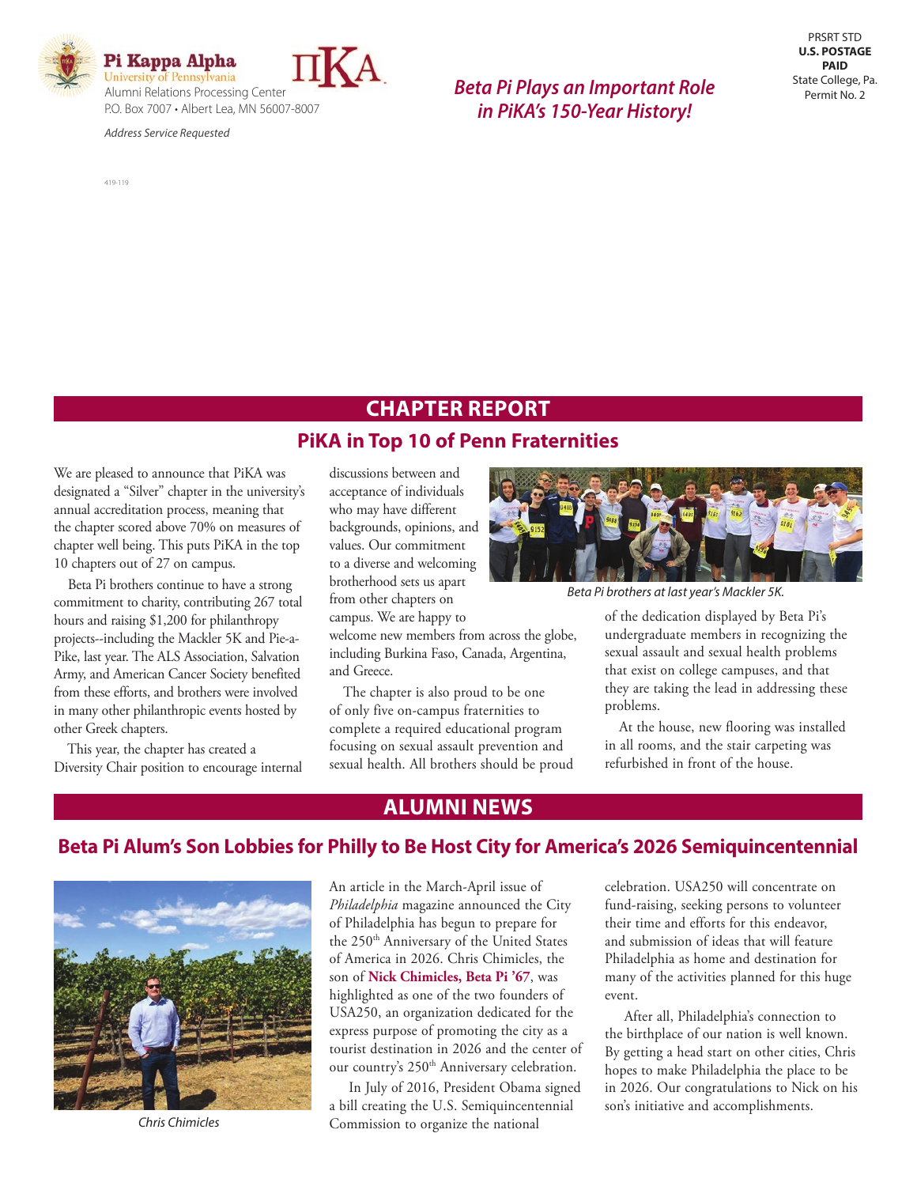Pi Kappa Alpha
University of Pennsylvania
Alumni Relations Processing Center
P.O. Box 7007 • Albert Lea, MN 56007-8007

*Address Service Requested*

419-119

PRSRT STD
**U.S. POSTAGE PAID**
State College, Pa.
Permit No. 2

***Beta Pi Plays an Important Role in PiKA's 150-Year History!***

# CHAPTER REPORT

## PiKA in Top 10 of Penn Fraternities

We are pleased to announce that PiKA was designated a "Silver" chapter in the university's annual accreditation process, meaning that the chapter scored above 70% on measures of chapter well being. This puts PiKA in the top 10 chapters out of 27 on campus.

Beta Pi brothers continue to have a strong commitment to charity, contributing 267 total hours and raising $1,200 for philanthropy projects--including the Mackler 5K and Pie-a-Pike, last year. The ALS Association, Salvation Army, and American Cancer Society benefited from these efforts, and brothers were involved in many other philanthropic events hosted by other Greek chapters.

This year, the chapter has created a Diversity Chair position to encourage internal discussions between and acceptance of individuals who may have different backgrounds, opinions, and values. Our commitment to a diverse and welcoming brotherhood sets us apart from other chapters on campus. We are happy to welcome new members from across the globe, including Burkina Faso, Canada, Argentina, and Greece.

The chapter is also proud to be one of only five on-campus fraternities to complete a required educational program focusing on sexual assault prevention and sexual health. All brothers should be proud of the dedication displayed by Beta Pi's undergraduate members in recognizing the sexual assault and sexual health problems that exist on college campuses, and that they are taking the lead in addressing these problems.

*Beta Pi brothers at last year's Mackler 5K.*

At the house, new flooring was installed in all rooms, and the stair carpeting was refurbished in front of the house.

# ALUMNI NEWS

## Beta Pi Alum's Son Lobbies for Philly to Be Host City for America's 2026 Semiquincentennial

*Chris Chimicles*

An article in the March-April issue of *Philadelphia* magazine announced the City of Philadelphia has begun to prepare for the 250th Anniversary of the United States of America in 2026. Chris Chimicles, the son of **Nick Chimicles, Beta Pi '67**, was highlighted as one of the two founders of USA250, an organization dedicated for the express purpose of promoting the city as a tourist destination in 2026 and the center of our country's 250th Anniversary celebration.

In July of 2016, President Obama signed a bill creating the U.S. Semiquincentennial Commission to organize the national celebration. USA250 will concentrate on fund-raising, seeking persons to volunteer their time and efforts for this endeavor, and submission of ideas that will feature Philadelphia as home and destination for many of the activities planned for this huge event.

After all, Philadelphia's connection to the birthplace of our nation is well known. By getting a head start on other cities, Chris hopes to make Philadelphia the place to be in 2026. Our congratulations to Nick on his son's initiative and accomplishments.